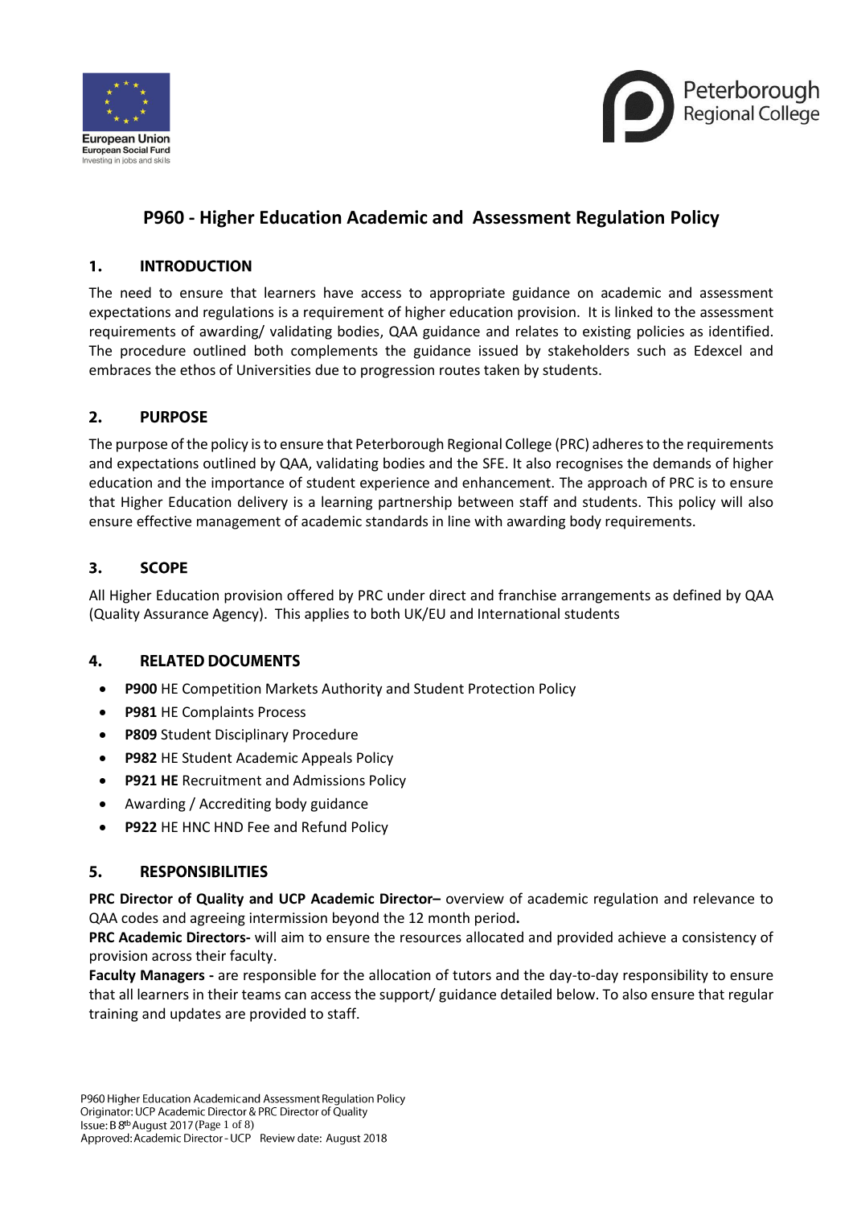# P960 - Higher Education Academic and Assessment Regulation Policy

## 1. INTRODUCTION

The need to ensure that learners have access to appropriate guidance on academic and assessment expectations and regulations is a requirement of higher education provision. It is linked to the assessment requirements of awarding/ validating bodies, QAA guidance and relates to existing policies as identified. The procedure outlined both complements the guidance issued by stakeholders such as Edexcel and embraces the ethos of Universities due to progression routes taken by students.

## 2. PURPOSE

The purpose of the policy is to ensure that Peterborough Regional College (PRC) adheres to the requirements and expectations outlined by QAA, validating bodies and the SFE. It also recognises the demands of higher education and the importance of student experience and enhancement. The approach of PRC is to ensure that Higher Education delivery is a learning partnership between staff and students. This policy will also ensure effective management of academic standards in line with awarding body requirements.

## 3. SCOPE

All Higher Education provision offered by PRC under direct and franchise arrangements as defined by QAA (Quality Assurance Agency). This applies to both UK/EU and International students

## 4. RELATED DOCUMENTS

- **P900** HE Competition Markets Authority and Student Protection Policy
- **P981** HE Complaints Process
- **P809** Student Disciplinary Procedure
- **P982** HE Student Academic Appeals Policy
- **P921 HE** Recruitment and Admissions Policy
- Awarding / Accrediting body guidance
- **P922** HE HNC HND Fee and Refund Policy

## 5. RESPONSIBILITIES

**PRC Director of Quality and UCP Academic Director–** overview of academic regulation and relevance to QAA codes and agreeing intermission beyond the 12 month period**.**

**PRC Academic Directors-** will aim to ensure the resources allocated and provided achieve a consistency of provision across their faculty.

**Faculty Managers -** are responsible for the allocation of tutors and the day-to-day responsibility to ensure that all learners in their teams can access the support/ guidance detailed below. To also ensure that regular training and updates are provided to staff.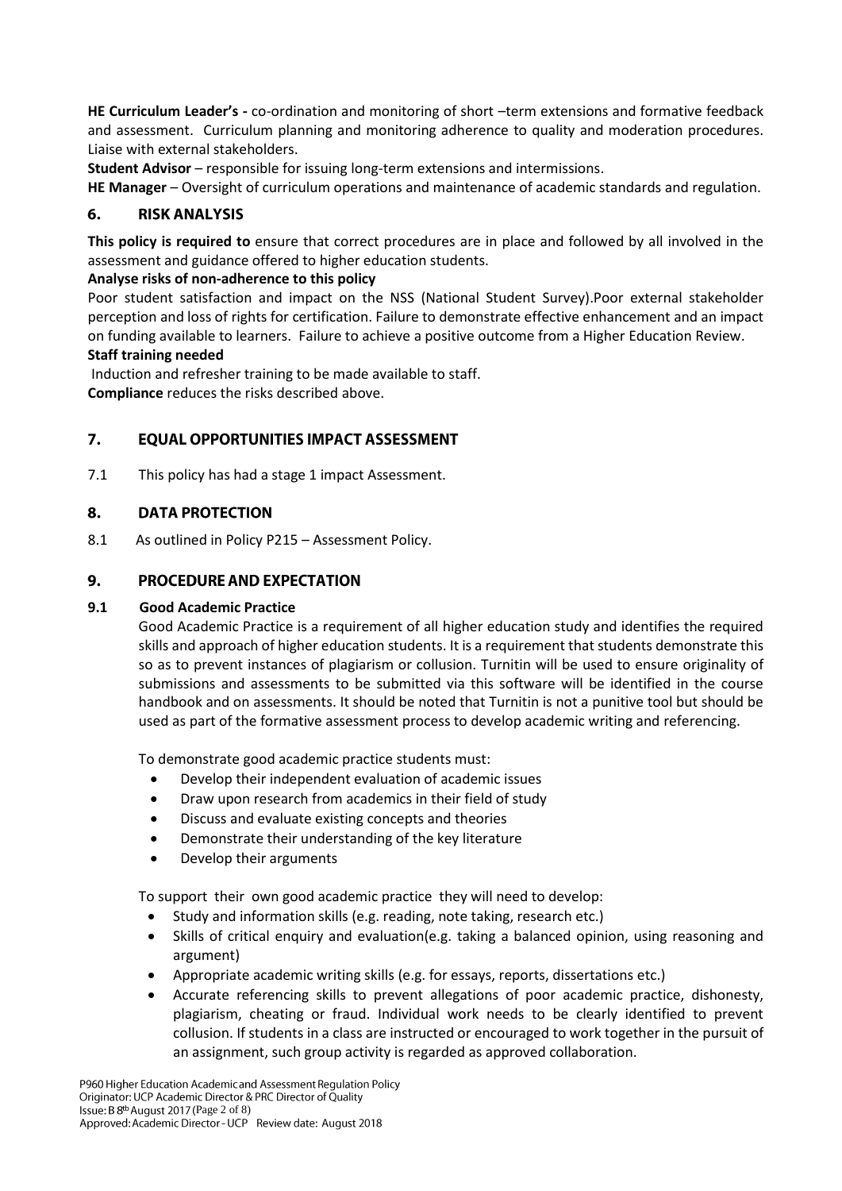**HE Curriculum Leader's -** co-ordination and monitoring of short –term extensions and formative feedback and assessment. Curriculum planning and monitoring adherence to quality and moderation procedures. Liaise with external stakeholders.

**Student Advisor** – responsible for issuing long-term extensions and intermissions.

**HE Manager** – Oversight of curriculum operations and maintenance of academic standards and regulation.

## 6. RISK ANALYSIS

**This policy is required to** ensure that correct procedures are in place and followed by all involved in the assessment and guidance offered to higher education students.

**Analyse risks of non-adherence to this policy**

Poor student satisfaction and impact on the NSS (National Student Survey).Poor external stakeholder perception and loss of rights for certification. Failure to demonstrate effective enhancement and an impact on funding available to learners. Failure to achieve a positive outcome from a Higher Education Review.

**Staff training needed**

Induction and refresher training to be made available to staff.

**Compliance** reduces the risks described above.

## 7. EQUAL OPPORTUNITIES IMPACT ASSESSMENT

7.1 This policy has had a stage 1 impact Assessment.

## 8. DATA PROTECTION

8.1 As outlined in Policy P215 – Assessment Policy.

## 9. PROCEDURE AND EXPECTATION

### 9.1 Good Academic Practice

Good Academic Practice is a requirement of all higher education study and identifies the required skills and approach of higher education students. It is a requirement that students demonstrate this so as to prevent instances of plagiarism or collusion. Turnitin will be used to ensure originality of submissions and assessments to be submitted via this software will be identified in the course handbook and on assessments. It should be noted that Turnitin is not a punitive tool but should be used as part of the formative assessment process to develop academic writing and referencing.

To demonstrate good academic practice students must:

- Develop their independent evaluation of academic issues
- Draw upon research from academics in their field of study
- Discuss and evaluate existing concepts and theories
- Demonstrate their understanding of the key literature
- Develop their arguments

To support their own good academic practice they will need to develop:

- Study and information skills (e.g. reading, note taking, research etc.)
- Skills of critical enquiry and evaluation(e.g. taking a balanced opinion, using reasoning and argument)
- Appropriate academic writing skills (e.g. for essays, reports, dissertations etc.)
- Accurate referencing skills to prevent allegations of poor academic practice, dishonesty, plagiarism, cheating or fraud. Individual work needs to be clearly identified to prevent collusion. If students in a class are instructed or encouraged to work together in the pursuit of an assignment, such group activity is regarded as approved collaboration.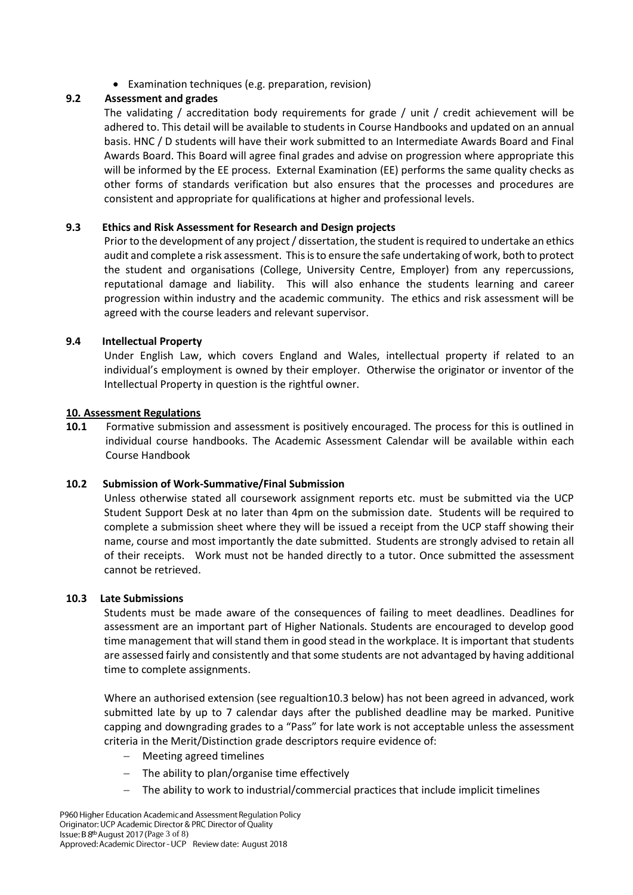- Examination techniques (e.g. preparation, revision)

### 9.2 Assessment and grades

The validating / accreditation body requirements for grade / unit / credit achievement will be adhered to. This detail will be available to students in Course Handbooks and updated on an annual basis. HNC / D students will have their work submitted to an Intermediate Awards Board and Final Awards Board. This Board will agree final grades and advise on progression where appropriate this will be informed by the EE process. External Examination (EE) performs the same quality checks as other forms of standards verification but also ensures that the processes and procedures are consistent and appropriate for qualifications at higher and professional levels.

### 9.3 Ethics and Risk Assessment for Research and Design projects

Prior to the development of any project / dissertation, the student is required to undertake an ethics audit and complete a risk assessment. This is to ensure the safe undertaking of work, both to protect the student and organisations (College, University Centre, Employer) from any repercussions, reputational damage and liability. This will also enhance the students learning and career progression within industry and the academic community. The ethics and risk assessment will be agreed with the course leaders and relevant supervisor.

### 9.4 Intellectual Property

Under English Law, which covers England and Wales, intellectual property if related to an individual's employment is owned by their employer. Otherwise the originator or inventor of the Intellectual Property in question is the rightful owner.

## 10. Assessment Regulations

**10.1** Formative submission and assessment is positively encouraged. The process for this is outlined in individual course handbooks. The Academic Assessment Calendar will be available within each Course Handbook

### 10.2 Submission of Work-Summative/Final Submission

Unless otherwise stated all coursework assignment reports etc. must be submitted via the UCP Student Support Desk at no later than 4pm on the submission date. Students will be required to complete a submission sheet where they will be issued a receipt from the UCP staff showing their name, course and most importantly the date submitted. Students are strongly advised to retain all of their receipts. Work must not be handed directly to a tutor. Once submitted the assessment cannot be retrieved.

### 10.3 Late Submissions

Students must be made aware of the consequences of failing to meet deadlines. Deadlines for assessment are an important part of Higher Nationals. Students are encouraged to develop good time management that will stand them in good stead in the workplace. It is important that students are assessed fairly and consistently and that some students are not advantaged by having additional time to complete assignments.

Where an authorised extension (see regualtion10.3 below) has not been agreed in advanced, work submitted late by up to 7 calendar days after the published deadline may be marked. Punitive capping and downgrading grades to a "Pass" for late work is not acceptable unless the assessment criteria in the Merit/Distinction grade descriptors require evidence of:

- Meeting agreed timelines
- The ability to plan/organise time effectively
- The ability to work to industrial/commercial practices that include implicit timelines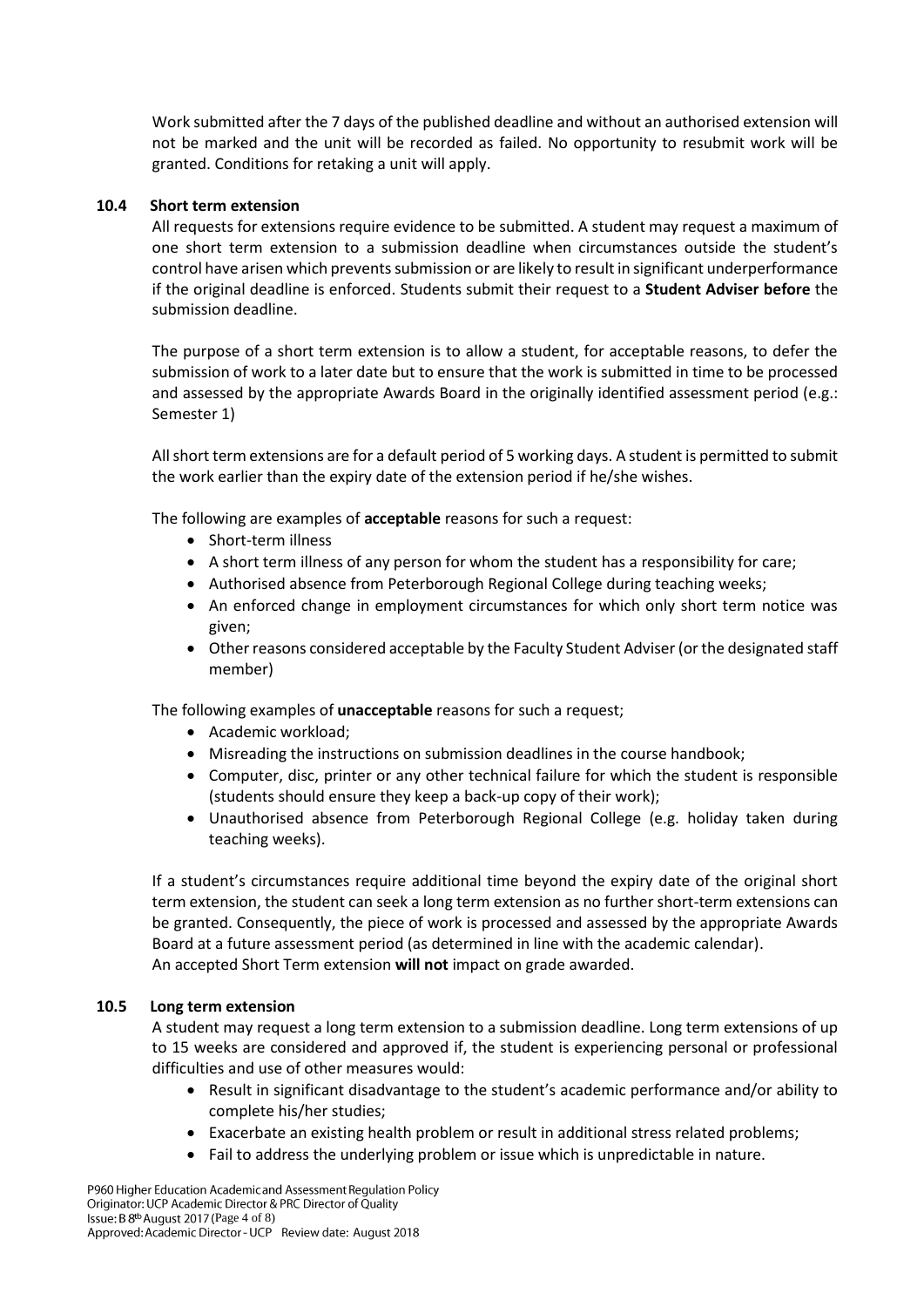Work submitted after the 7 days of the published deadline and without an authorised extension will not be marked and the unit will be recorded as failed. No opportunity to resubmit work will be granted. Conditions for retaking a unit will apply.

### 10.4 Short term extension

All requests for extensions require evidence to be submitted. A student may request a maximum of one short term extension to a submission deadline when circumstances outside the student's control have arisen which prevents submission or are likely to result in significant underperformance if the original deadline is enforced. Students submit their request to a **Student Adviser before** the submission deadline.

The purpose of a short term extension is to allow a student, for acceptable reasons, to defer the submission of work to a later date but to ensure that the work is submitted in time to be processed and assessed by the appropriate Awards Board in the originally identified assessment period (e.g.: Semester 1)

All short term extensions are for a default period of 5 working days. A student is permitted to submit the work earlier than the expiry date of the extension period if he/she wishes.

The following are examples of **acceptable** reasons for such a request:

- Short-term illness
- A short term illness of any person for whom the student has a responsibility for care;
- Authorised absence from Peterborough Regional College during teaching weeks;
- An enforced change in employment circumstances for which only short term notice was given;
- Other reasons considered acceptable by the Faculty Student Adviser (or the designated staff member)

The following examples of **unacceptable** reasons for such a request;

- Academic workload;
- Misreading the instructions on submission deadlines in the course handbook;
- Computer, disc, printer or any other technical failure for which the student is responsible (students should ensure they keep a back-up copy of their work);
- Unauthorised absence from Peterborough Regional College (e.g. holiday taken during teaching weeks).

If a student's circumstances require additional time beyond the expiry date of the original short term extension, the student can seek a long term extension as no further short-term extensions can be granted. Consequently, the piece of work is processed and assessed by the appropriate Awards Board at a future assessment period (as determined in line with the academic calendar).
An accepted Short Term extension **will not** impact on grade awarded.

### 10.5 Long term extension

A student may request a long term extension to a submission deadline. Long term extensions of up to 15 weeks are considered and approved if, the student is experiencing personal or professional difficulties and use of other measures would:

- Result in significant disadvantage to the student's academic performance and/or ability to complete his/her studies;
- Exacerbate an existing health problem or result in additional stress related problems;
- Fail to address the underlying problem or issue which is unpredictable in nature.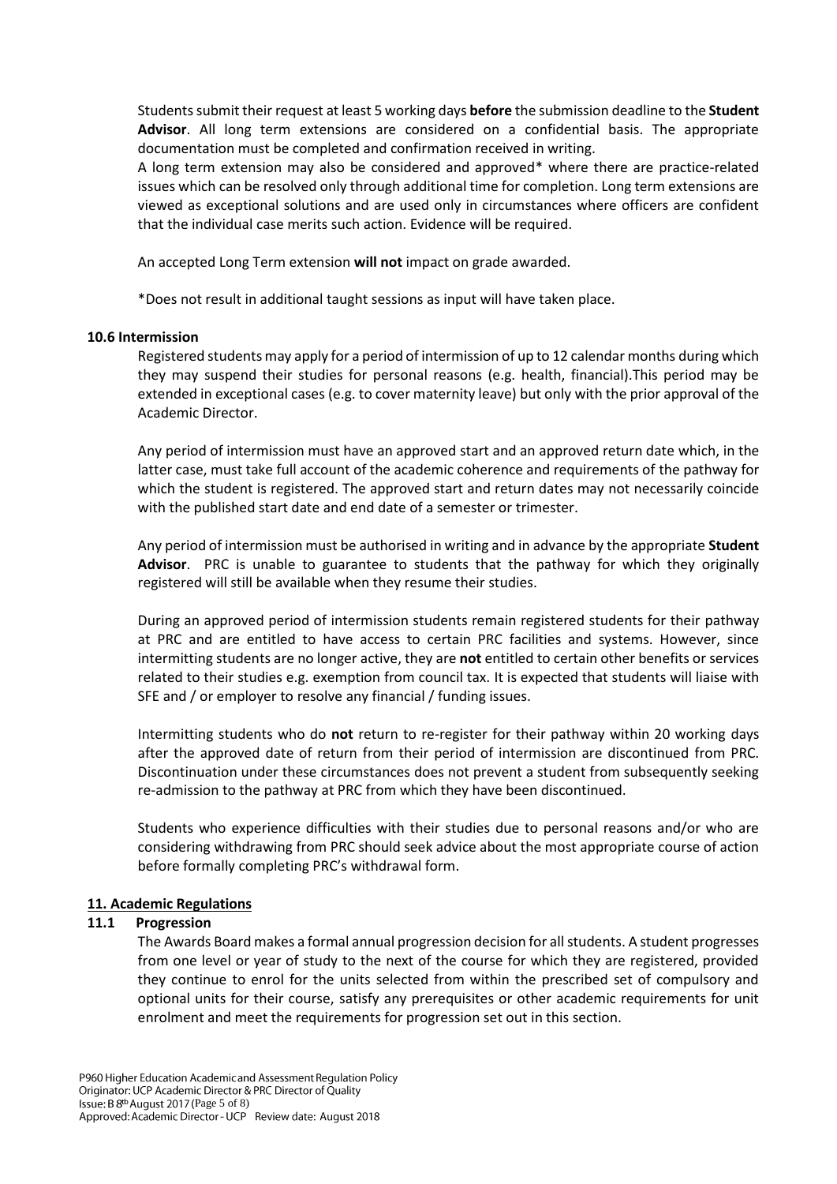Students submit their request at least 5 working days **before** the submission deadline to the **Student Advisor**. All long term extensions are considered on a confidential basis. The appropriate documentation must be completed and confirmation received in writing.

A long term extension may also be considered and approved* where there are practice-related issues which can be resolved only through additional time for completion. Long term extensions are viewed as exceptional solutions and are used only in circumstances where officers are confident that the individual case merits such action. Evidence will be required.

An accepted Long Term extension **will not** impact on grade awarded.

*Does not result in additional taught sessions as input will have taken place.

### 10.6 Intermission

Registered students may apply for a period of intermission of up to 12 calendar months during which they may suspend their studies for personal reasons (e.g. health, financial).This period may be extended in exceptional cases (e.g. to cover maternity leave) but only with the prior approval of the Academic Director.

Any period of intermission must have an approved start and an approved return date which, in the latter case, must take full account of the academic coherence and requirements of the pathway for which the student is registered. The approved start and return dates may not necessarily coincide with the published start date and end date of a semester or trimester.

Any period of intermission must be authorised in writing and in advance by the appropriate **Student Advisor**. PRC is unable to guarantee to students that the pathway for which they originally registered will still be available when they resume their studies.

During an approved period of intermission students remain registered students for their pathway at PRC and are entitled to have access to certain PRC facilities and systems. However, since intermitting students are no longer active, they are **not** entitled to certain other benefits or services related to their studies e.g. exemption from council tax. It is expected that students will liaise with SFE and / or employer to resolve any financial / funding issues.

Intermitting students who do **not** return to re-register for their pathway within 20 working days after the approved date of return from their period of intermission are discontinued from PRC. Discontinuation under these circumstances does not prevent a student from subsequently seeking re-admission to the pathway at PRC from which they have been discontinued.

Students who experience difficulties with their studies due to personal reasons and/or who are considering withdrawing from PRC should seek advice about the most appropriate course of action before formally completing PRC's withdrawal form.

## 11. Academic Regulations

### 11.1 Progression

The Awards Board makes a formal annual progression decision for all students. A student progresses from one level or year of study to the next of the course for which they are registered, provided they continue to enrol for the units selected from within the prescribed set of compulsory and optional units for their course, satisfy any prerequisites or other academic requirements for unit enrolment and meet the requirements for progression set out in this section.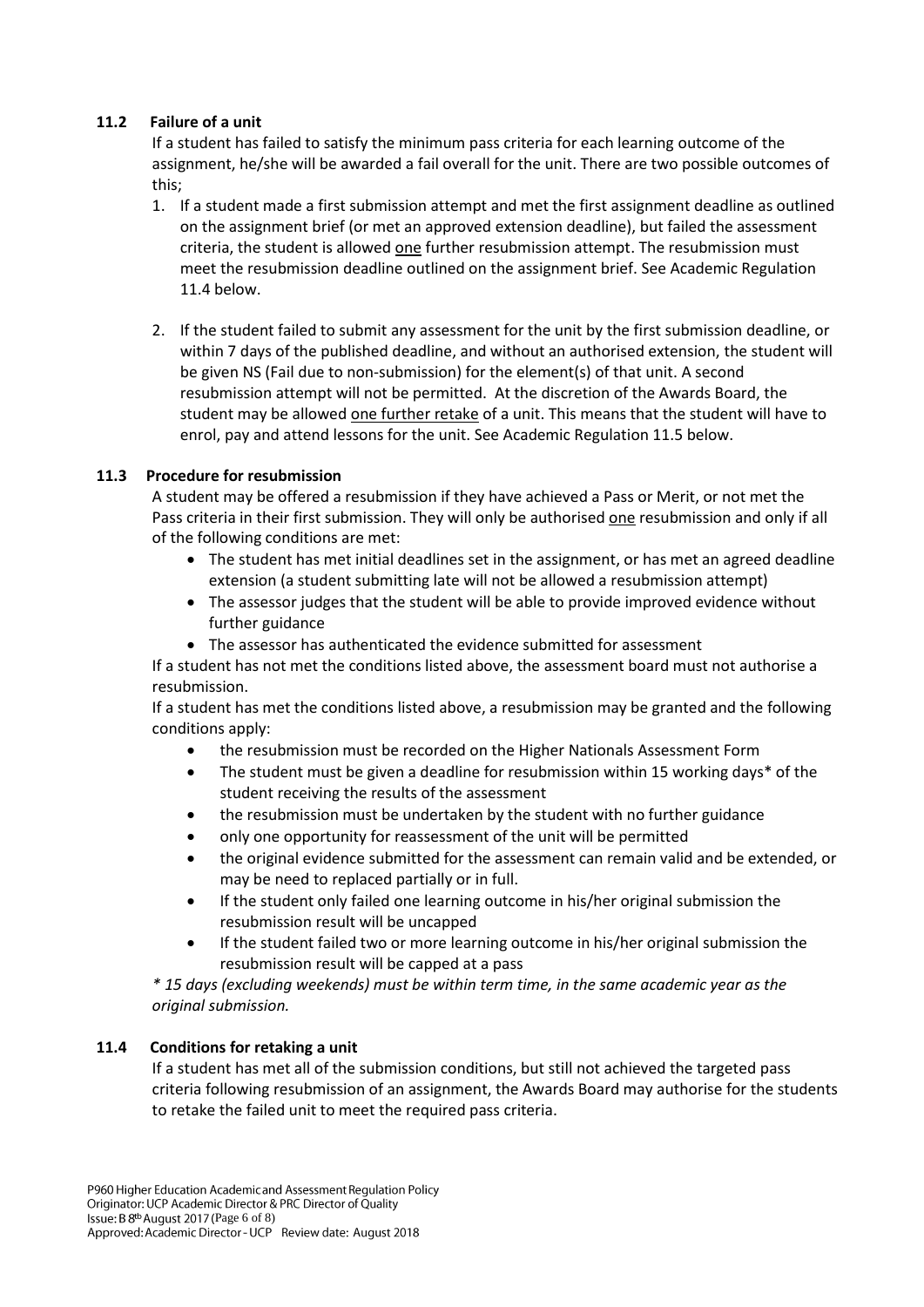### 11.2 Failure of a unit

If a student has failed to satisfy the minimum pass criteria for each learning outcome of the assignment, he/she will be awarded a fail overall for the unit. There are two possible outcomes of this;

1. If a student made a first submission attempt and met the first assignment deadline as outlined on the assignment brief (or met an approved extension deadline), but failed the assessment criteria, the student is allowed one further resubmission attempt. The resubmission must meet the resubmission deadline outlined on the assignment brief. See Academic Regulation 11.4 below.

2. If the student failed to submit any assessment for the unit by the first submission deadline, or within 7 days of the published deadline, and without an authorised extension, the student will be given NS (Fail due to non-submission) for the element(s) of that unit. A second resubmission attempt will not be permitted. At the discretion of the Awards Board, the student may be allowed one further retake of a unit. This means that the student will have to enrol, pay and attend lessons for the unit. See Academic Regulation 11.5 below.

### 11.3 Procedure for resubmission

A student may be offered a resubmission if they have achieved a Pass or Merit, or not met the Pass criteria in their first submission. They will only be authorised one resubmission and only if all of the following conditions are met:

- The student has met initial deadlines set in the assignment, or has met an agreed deadline extension (a student submitting late will not be allowed a resubmission attempt)
- The assessor judges that the student will be able to provide improved evidence without further guidance
- The assessor has authenticated the evidence submitted for assessment

If a student has not met the conditions listed above, the assessment board must not authorise a resubmission.

If a student has met the conditions listed above, a resubmission may be granted and the following conditions apply:

- the resubmission must be recorded on the Higher Nationals Assessment Form
- The student must be given a deadline for resubmission within 15 working days* of the student receiving the results of the assessment
- the resubmission must be undertaken by the student with no further guidance
- only one opportunity for reassessment of the unit will be permitted
- the original evidence submitted for the assessment can remain valid and be extended, or may be need to replaced partially or in full.
- If the student only failed one learning outcome in his/her original submission the resubmission result will be uncapped
- If the student failed two or more learning outcome in his/her original submission the resubmission result will be capped at a pass

*\* 15 days (excluding weekends) must be within term time, in the same academic year as the original submission.*

### 11.4 Conditions for retaking a unit

If a student has met all of the submission conditions, but still not achieved the targeted pass criteria following resubmission of an assignment, the Awards Board may authorise for the students to retake the failed unit to meet the required pass criteria.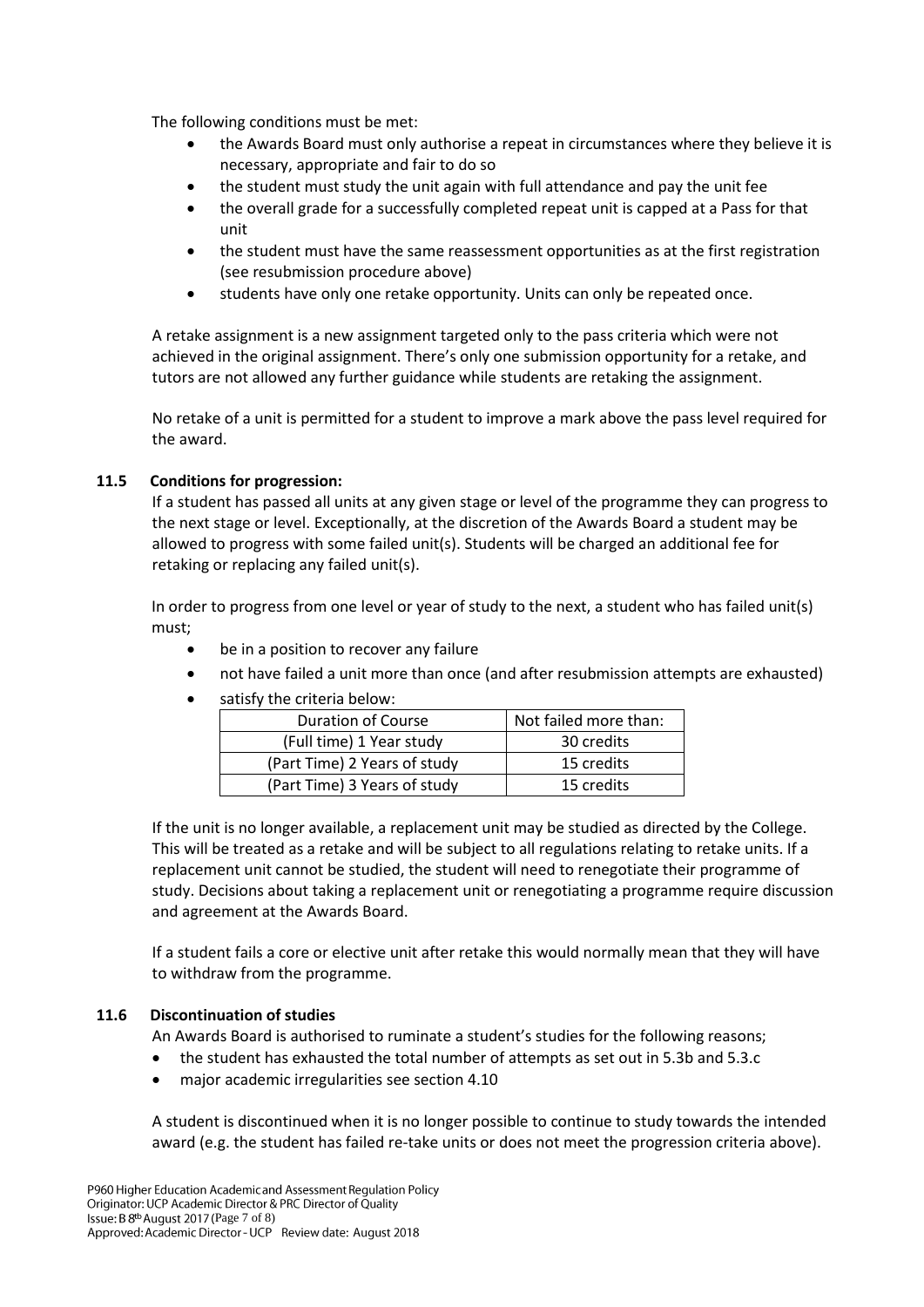The following conditions must be met:

- the Awards Board must only authorise a repeat in circumstances where they believe it is necessary, appropriate and fair to do so
- the student must study the unit again with full attendance and pay the unit fee
- the overall grade for a successfully completed repeat unit is capped at a Pass for that unit
- the student must have the same reassessment opportunities as at the first registration (see resubmission procedure above)
- students have only one retake opportunity. Units can only be repeated once.

A retake assignment is a new assignment targeted only to the pass criteria which were not achieved in the original assignment. There's only one submission opportunity for a retake, and tutors are not allowed any further guidance while students are retaking the assignment.

No retake of a unit is permitted for a student to improve a mark above the pass level required for the award.

### 11.5 Conditions for progression:

If a student has passed all units at any given stage or level of the programme they can progress to the next stage or level. Exceptionally, at the discretion of the Awards Board a student may be allowed to progress with some failed unit(s). Students will be charged an additional fee for retaking or replacing any failed unit(s).

In order to progress from one level or year of study to the next, a student who has failed unit(s) must;

- be in a position to recover any failure
- not have failed a unit more than once (and after resubmission attempts are exhausted)
- satisfy the criteria below:

| Duration of Course | Not failed more than: |
|---|---|
| (Full time) 1 Year study | 30 credits |
| (Part Time) 2 Years of study | 15 credits |
| (Part Time) 3 Years of study | 15 credits |

If the unit is no longer available, a replacement unit may be studied as directed by the College. This will be treated as a retake and will be subject to all regulations relating to retake units. If a replacement unit cannot be studied, the student will need to renegotiate their programme of study. Decisions about taking a replacement unit or renegotiating a programme require discussion and agreement at the Awards Board.

If a student fails a core or elective unit after retake this would normally mean that they will have to withdraw from the programme.

### 11.6 Discontinuation of studies

An Awards Board is authorised to ruminate a student's studies for the following reasons;

- the student has exhausted the total number of attempts as set out in 5.3b and 5.3.c
- major academic irregularities see section 4.10

A student is discontinued when it is no longer possible to continue to study towards the intended award (e.g. the student has failed re-take units or does not meet the progression criteria above).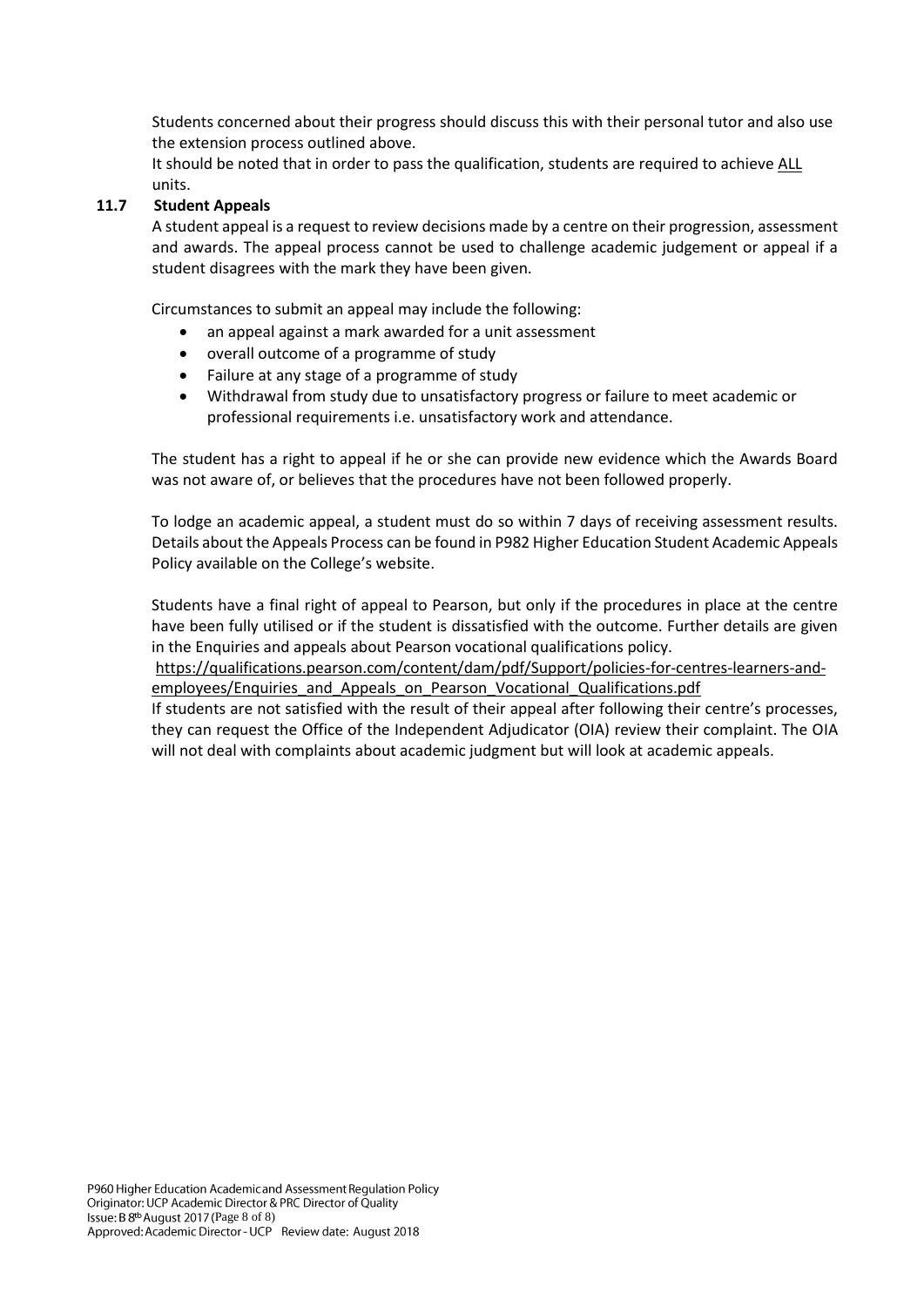Students concerned about their progress should discuss this with their personal tutor and also use the extension process outlined above.

It should be noted that in order to pass the qualification, students are required to achieve ALL units.

### 11.7 Student Appeals

A student appeal is a request to review decisions made by a centre on their progression, assessment and awards. The appeal process cannot be used to challenge academic judgement or appeal if a student disagrees with the mark they have been given.

Circumstances to submit an appeal may include the following:

- an appeal against a mark awarded for a unit assessment
- overall outcome of a programme of study
- Failure at any stage of a programme of study
- Withdrawal from study due to unsatisfactory progress or failure to meet academic or professional requirements i.e. unsatisfactory work and attendance.

The student has a right to appeal if he or she can provide new evidence which the Awards Board was not aware of, or believes that the procedures have not been followed properly.

To lodge an academic appeal, a student must do so within 7 days of receiving assessment results. Details about the Appeals Process can be found in P982 Higher Education Student Academic Appeals Policy available on the College's website.

Students have a final right of appeal to Pearson, but only if the procedures in place at the centre have been fully utilised or if the student is dissatisfied with the outcome. Further details are given in the Enquiries and appeals about Pearson vocational qualifications policy.

https://qualifications.pearson.com/content/dam/pdf/Support/policies-for-centres-learners-and-employees/Enquiries_and_Appeals_on_Pearson_Vocational_Qualifications.pdf

If students are not satisfied with the result of their appeal after following their centre's processes, they can request the Office of the Independent Adjudicator (OIA) review their complaint. The OIA will not deal with complaints about academic judgment but will look at academic appeals.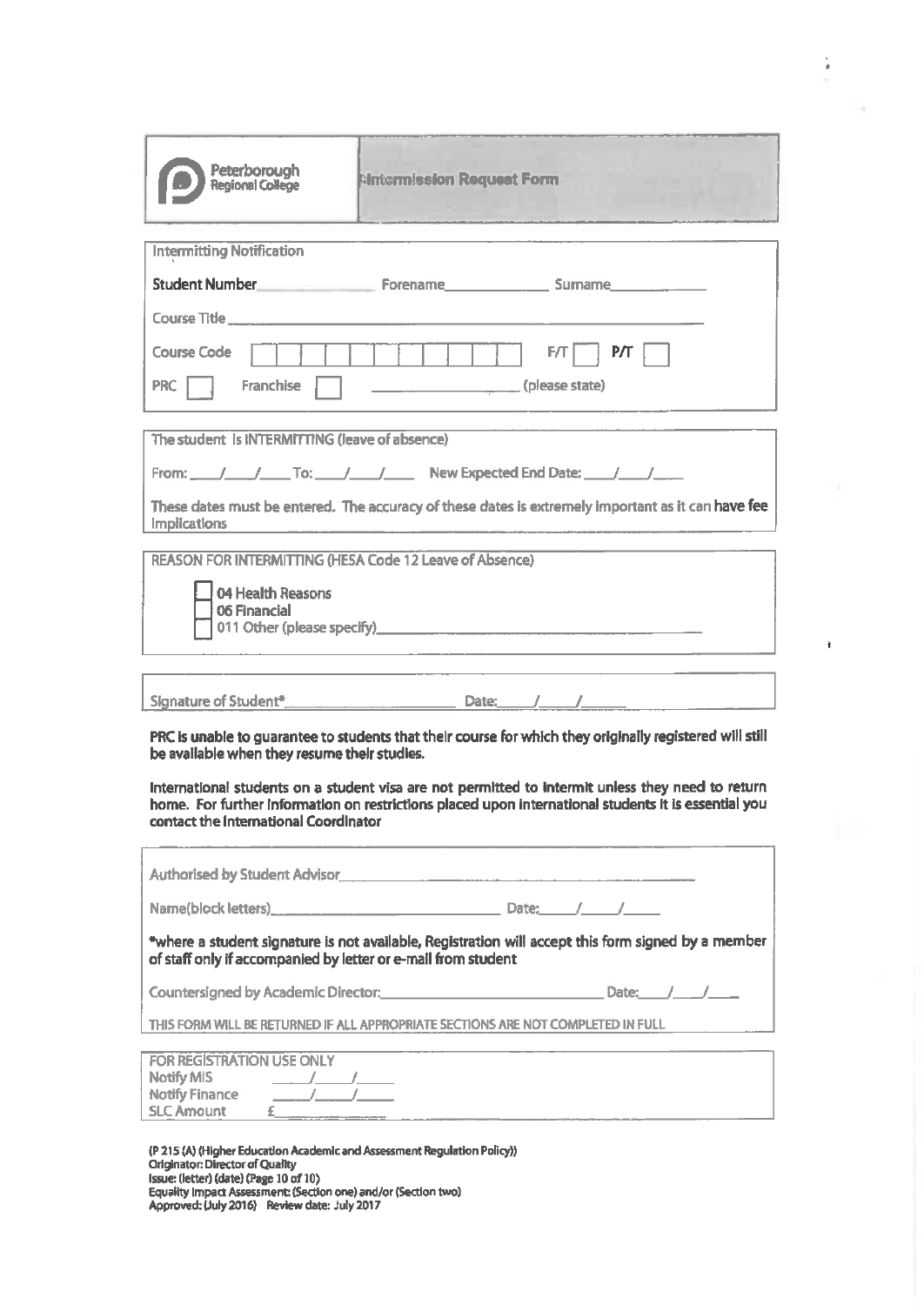Peterborough Regional College

# Intermission Request Form

**Intermitting Notification**

**Student Number**\_\_\_\_\_\_\_\_\_\_\_\_ Forename\_\_\_\_\_\_\_\_\_\_\_\_ Surname\_\_\_\_\_\_\_\_\_\_\_\_

Course Title \_\_\_\_\_\_\_\_\_\_\_\_\_\_\_\_\_\_\_\_\_\_\_\_\_\_\_\_\_\_\_\_\_\_\_\_\_\_\_\_

Course Code ☐☐☐☐☐☐☐☐☐☐☐☐☐ F/T ☐ P/T ☐

PRC ☐ Franchise ☐ \_\_\_\_\_\_\_\_\_\_\_\_\_\_\_\_ (please state)

---

The student Is INTERMITTING (leave of absence)

From: \_\_\_/\_\_\_/\_\_\_ To: \_\_\_/\_\_\_/\_\_\_ New Expected End Date: \_\_\_/\_\_\_/\_\_\_

These dates must be entered. The accuracy of these dates is extremely important as it can **have fee** implications

---

REASON FOR INTERMITTING (HESA Code 12 Leave of Absence)

☐ 04 Health Reasons
☐ 06 Financial
☐ 011 Other (please specify)\_\_\_\_\_\_\_\_\_\_\_\_\_\_\_\_\_\_\_\_\_\_\_\_\_\_\_\_

---

Signature of Student\*\_\_\_\_\_\_\_\_\_\_\_\_\_\_\_\_\_\_ Date:\_\_\_/\_\_\_/\_\_\_

**PRC is unable to guarantee to students that their course for which they originally registered will still be available when they resume their studies.**

**International students on a student visa are not permitted to intermit unless they need to return home. For further information on restrictions placed upon international students it is essential you contact the International Coordinator**

---

Authorised by Student Advisor\_\_\_\_\_\_\_\_\_\_\_\_\_\_\_\_\_\_\_\_\_\_\_\_\_\_\_\_\_\_\_\_\_\_

Name(block letters)\_\_\_\_\_\_\_\_\_\_\_\_\_\_\_\_\_\_\_\_\_\_\_\_ Date:\_\_\_/\_\_\_/\_\_\_

**\*where a student signature is not available, Registration will accept this form signed by a member of staff only if accompanied by letter or e-mail from student**

Countersigned by Academic Director:\_\_\_\_\_\_\_\_\_\_\_\_\_\_\_\_\_\_\_\_\_\_\_\_ Date:\_\_\_/\_\_\_/\_\_\_

THIS FORM WILL BE RETURNED IF ALL APPROPRIATE SECTIONS ARE NOT COMPLETED IN FULL

---

FOR REGISTRATION USE ONLY
Notify MIS \_\_\_/\_\_\_/\_\_\_
Notify Finance \_\_\_/\_\_\_/\_\_\_
SLC Amount £\_\_\_\_\_\_\_\_\_\_

(P 215 (A) (Higher Education Academic and Assessment Regulation Policy))
Originator: Director of Quality
Issue: (letter) (date) (Page 10 of 10)
Equality Impact Assessment: (Section one) and/or (Section two)
Approved: (July 2016) Review date: July 2017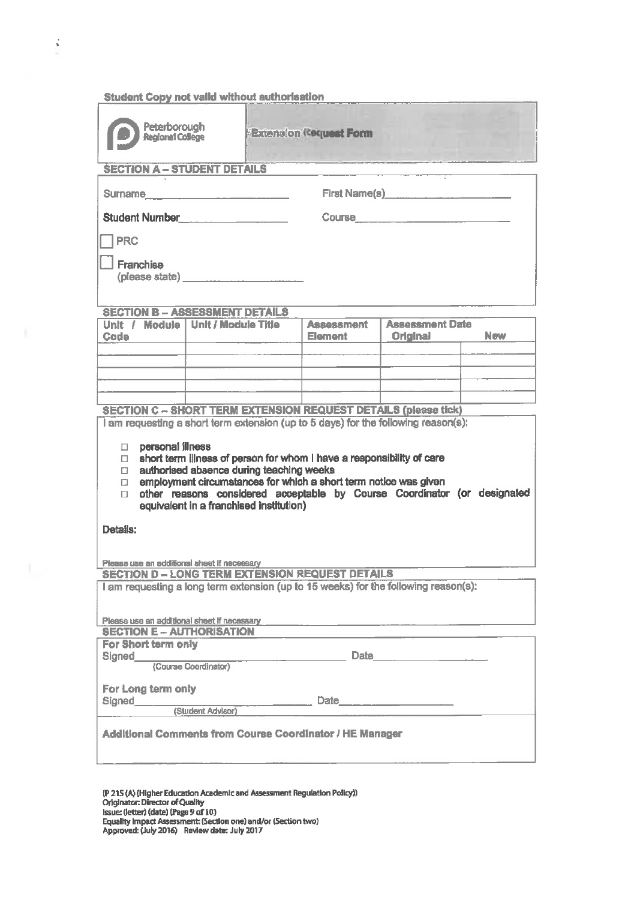Student Copy not valid without authorisation

Peterborough Regional College

# Extension Request Form

## SECTION A – STUDENT DETAILS

Surname________________________ First Name(s)____________________

Student Number________________ Course__________________________

☐ PRC

☐ Franchise
(please state) ____________________

## SECTION B – ASSESSMENT DETAILS

| Unit / Module Code | Unit / Module Title | Assessment Element | Assessment Date Original | New |
|---|---|---|---|---|
| | | | | |
| | | | | |
| | | | | |
| | | | | |

## SECTION C – SHORT TERM EXTENSION REQUEST DETAILS (please tick)

I am requesting a short term extension (up to 5 days) for the following reason(s):

- ☐ personal illness
- ☐ short term illness of person for whom I have a responsibility of care
- ☐ authorised absence during teaching weeks
- ☐ employment circumstances for which a short term notice was given
- ☐ other reasons considered acceptable by Course Coordinator (or designated equivalent in a franchised institution)

Details:

Please use an additional sheet if necessary

## SECTION D – LONG TERM EXTENSION REQUEST DETAILS

I am requesting a long term extension (up to 15 weeks) for the following reason(s):

Please use an additional sheet if necessary

## SECTION E – AUTHORISATION

**For Short term only**

Signed________________________________ Date____________________
(Course Coordinator)

**For Long term only**

Signed________________________________ Date____________________
(Student Advisor)

**Additional Comments from Course Coordinator / HE Manager**

(P 215 (A) (Higher Education Academic and Assessment Regulation Policy))
Originator: Director of Quality
Issue: (letter) (date) (Page 9 of 10)
Equality Impact Assessment: (Section one) and/or (Section two)
Approved: (July 2016) Review date: July 2017